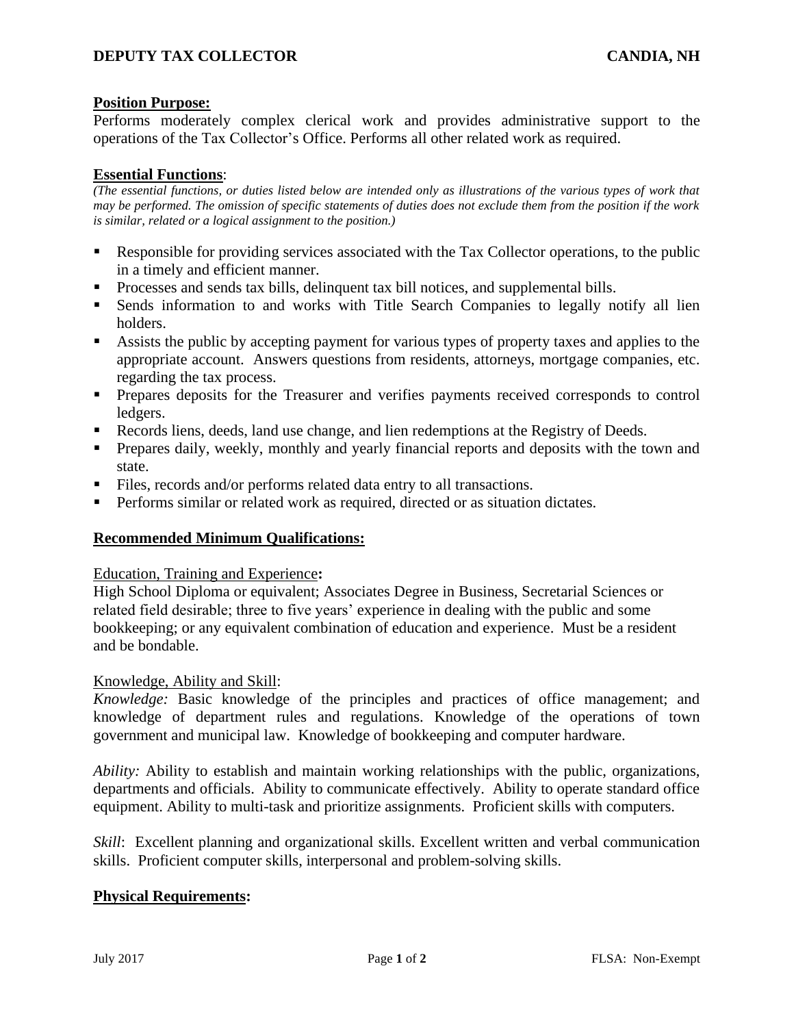# DEPUTY TAX COLLECTOR — CANDIA, NH

## Position Purpose:

Performs moderately complex clerical work and provides administrative support to the operations of the Tax Collector's Office. Performs all other related work as required.

## Essential Functions:

*(The essential functions, or duties listed below are intended only as illustrations of the various types of work that may be performed. The omission of specific statements of duties does not exclude them from the position if the work is similar, related or a logical assignment to the position.)*

- Responsible for providing services associated with the Tax Collector operations, to the public in a timely and efficient manner.
- Processes and sends tax bills, delinquent tax bill notices, and supplemental bills.
- Sends information to and works with Title Search Companies to legally notify all lien holders.
- Assists the public by accepting payment for various types of property taxes and applies to the appropriate account. Answers questions from residents, attorneys, mortgage companies, etc. regarding the tax process.
- Prepares deposits for the Treasurer and verifies payments received corresponds to control ledgers.
- Records liens, deeds, land use change, and lien redemptions at the Registry of Deeds.
- Prepares daily, weekly, monthly and yearly financial reports and deposits with the town and state.
- Files, records and/or performs related data entry to all transactions.
- Performs similar or related work as required, directed or as situation dictates.

## Recommended Minimum Qualifications:

### Education, Training and Experience:

High School Diploma or equivalent; Associates Degree in Business, Secretarial Sciences or related field desirable; three to five years' experience in dealing with the public and some bookkeeping; or any equivalent combination of education and experience. Must be a resident and be bondable.

### Knowledge, Ability and Skill:

*Knowledge:* Basic knowledge of the principles and practices of office management; and knowledge of department rules and regulations. Knowledge of the operations of town government and municipal law. Knowledge of bookkeeping and computer hardware.

*Ability:* Ability to establish and maintain working relationships with the public, organizations, departments and officials. Ability to communicate effectively. Ability to operate standard office equipment. Ability to multi-task and prioritize assignments. Proficient skills with computers.

*Skill*: Excellent planning and organizational skills. Excellent written and verbal communication skills. Proficient computer skills, interpersonal and problem-solving skills.

## Physical Requirements:

July 2017 — FLSA: Non-Exempt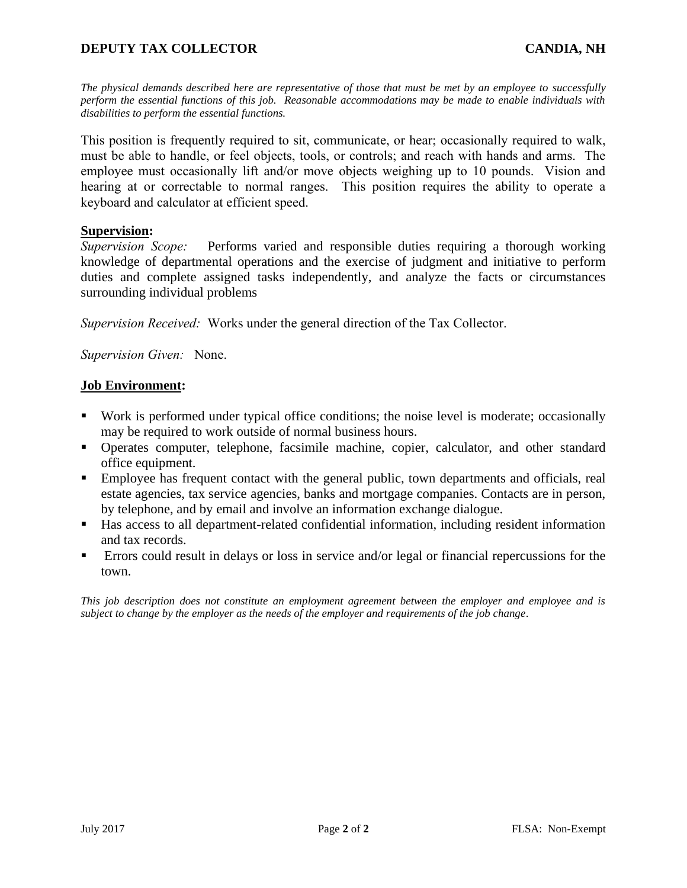*The physical demands described here are representative of those that must be met by an employee to successfully perform the essential functions of this job. Reasonable accommodations may be made to enable individuals with disabilities to perform the essential functions.*

This position is frequently required to sit, communicate, or hear; occasionally required to walk, must be able to handle, or feel objects, tools, or controls; and reach with hands and arms. The employee must occasionally lift and/or move objects weighing up to 10 pounds. Vision and hearing at or correctable to normal ranges. This position requires the ability to operate a keyboard and calculator at efficient speed.

## Supervision:

*Supervision Scope:* Performs varied and responsible duties requiring a thorough working knowledge of departmental operations and the exercise of judgment and initiative to perform duties and complete assigned tasks independently, and analyze the facts or circumstances surrounding individual problems

*Supervision Received:* Works under the general direction of the Tax Collector.

*Supervision Given:* None.

## Job Environment:

- Work is performed under typical office conditions; the noise level is moderate; occasionally may be required to work outside of normal business hours.
- Operates computer, telephone, facsimile machine, copier, calculator, and other standard office equipment.
- Employee has frequent contact with the general public, town departments and officials, real estate agencies, tax service agencies, banks and mortgage companies. Contacts are in person, by telephone, and by email and involve an information exchange dialogue.
- Has access to all department-related confidential information, including resident information and tax records.
- Errors could result in delays or loss in service and/or legal or financial repercussions for the town.

*This job description does not constitute an employment agreement between the employer and employee and is subject to change by the employer as the needs of the employer and requirements of the job change.*

July 2017 FLSA: Non-Exempt